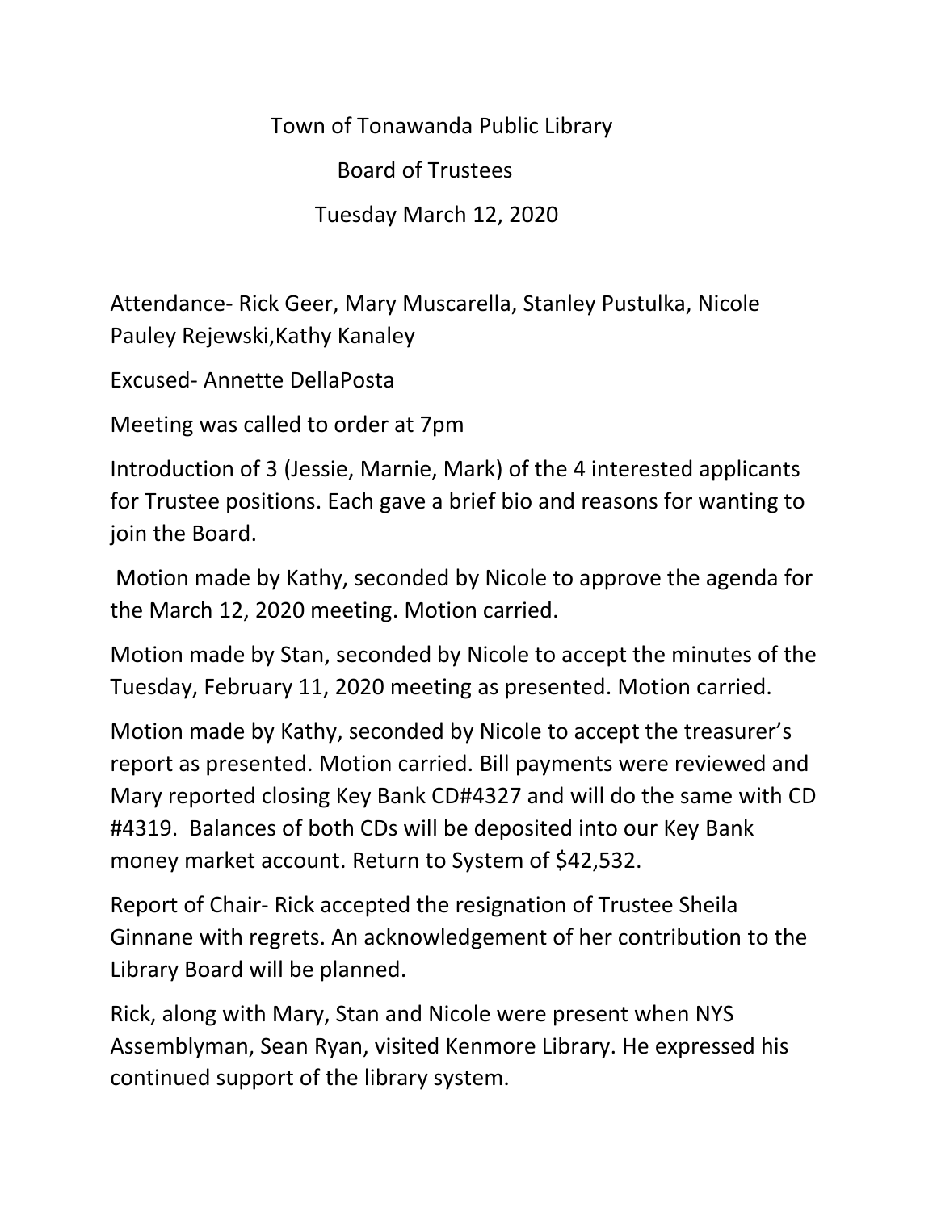# Town of Tonawanda Public Library

## Board of Trustees

### Tuesday March 12, 2020

Attendance- Rick Geer, Mary Muscarella, Stanley Pustulka, Nicole Pauley Rejewski,Kathy Kanaley

Excused- Annette DellaPosta

Meeting was called to order at 7pm

Introduction of 3 (Jessie, Marnie, Mark) of the 4 interested applicants for Trustee positions. Each gave a brief bio and reasons for wanting to join the Board.

Motion made by Kathy, seconded by Nicole to approve the agenda for the March 12, 2020 meeting. Motion carried.

Motion made by Stan, seconded by Nicole to accept the minutes of the Tuesday, February 11, 2020 meeting as presented. Motion carried.

Motion made by Kathy, seconded by Nicole to accept the treasurer's report as presented. Motion carried. Bill payments were reviewed and Mary reported closing Key Bank CD#4327 and will do the same with CD #4319. Balances of both CDs will be deposited into our Key Bank money market account. Return to System of $42,532.

Report of Chair- Rick accepted the resignation of Trustee Sheila Ginnane with regrets. An acknowledgement of her contribution to the Library Board will be planned.

Rick, along with Mary, Stan and Nicole were present when NYS Assemblyman, Sean Ryan, visited Kenmore Library. He expressed his continued support of the library system.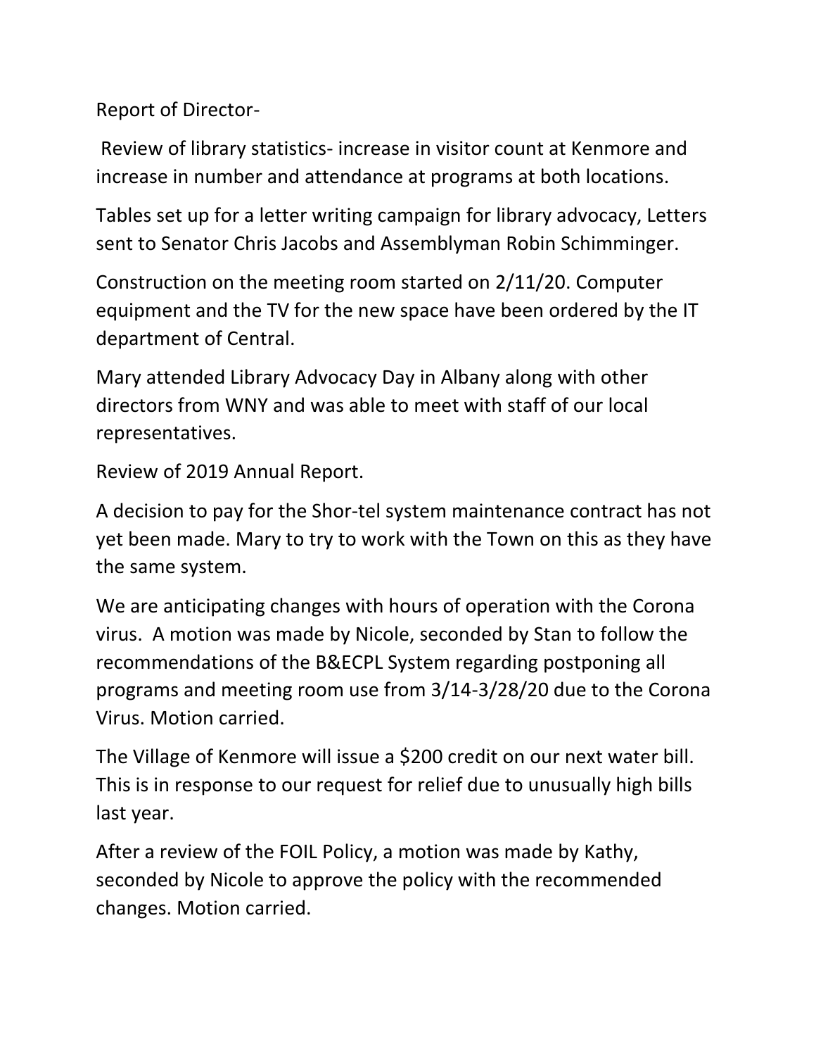Report of Director-

Review of library statistics- increase in visitor count at Kenmore and increase in number and attendance at programs at both locations.

Tables set up for a letter writing campaign for library advocacy, Letters sent to Senator Chris Jacobs and Assemblyman Robin Schimminger.

Construction on the meeting room started on 2/11/20. Computer equipment and the TV for the new space have been ordered by the IT department of Central.

Mary attended Library Advocacy Day in Albany along with other directors from WNY and was able to meet with staff of our local representatives.

Review of 2019 Annual Report.

A decision to pay for the Shor-tel system maintenance contract has not yet been made. Mary to try to work with the Town on this as they have the same system.

We are anticipating changes with hours of operation with the Corona virus. A motion was made by Nicole, seconded by Stan to follow the recommendations of the B&ECPL System regarding postponing all programs and meeting room use from 3/14-3/28/20 due to the Corona Virus. Motion carried.

The Village of Kenmore will issue a $200 credit on our next water bill. This is in response to our request for relief due to unusually high bills last year.

After a review of the FOIL Policy, a motion was made by Kathy, seconded by Nicole to approve the policy with the recommended changes. Motion carried.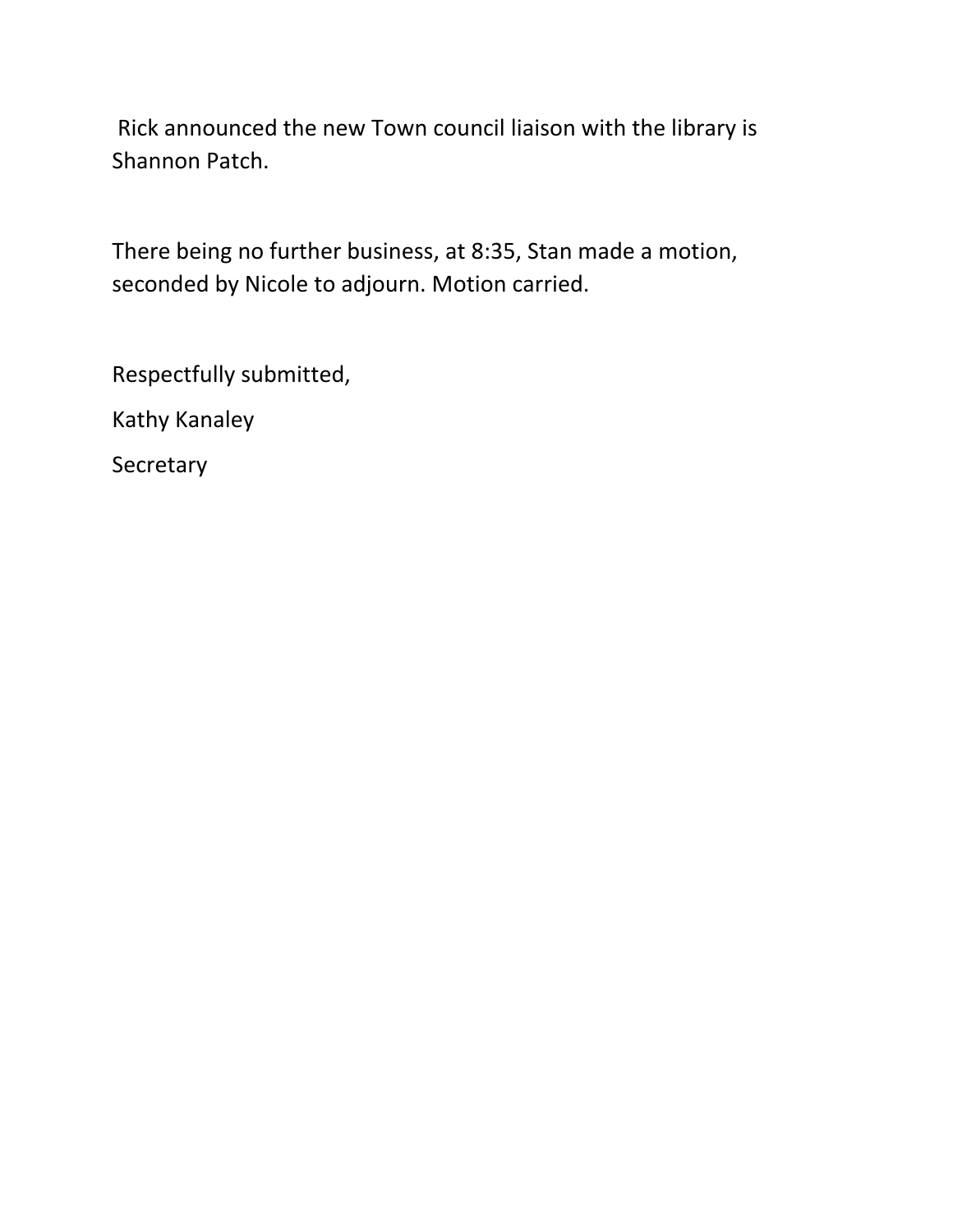Rick announced the new Town council liaison with the library is Shannon Patch.

There being no further business, at 8:35, Stan made a motion, seconded by Nicole to adjourn. Motion carried.

Respectfully submitted,

Kathy Kanaley

Secretary